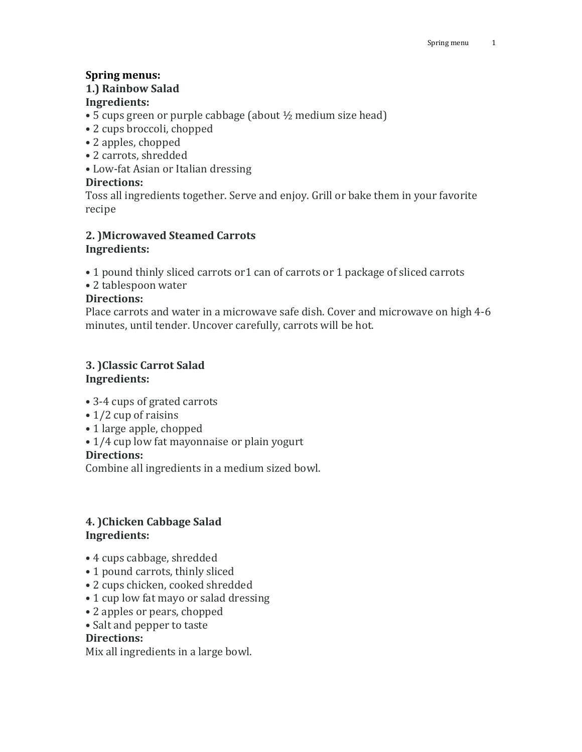**Spring menus:**

**1.) Rainbow Salad**

**Ingredients:**

- 5 cups green or purple cabbage (about ½ medium size head)
- 2 cups broccoli, chopped
- 2 apples, chopped
- 2 carrots, shredded
- Low-fat Asian or Italian dressing

**Directions:**

Toss all ingredients together. Serve and enjoy. Grill or bake them in your favorite recipe

**2. )Microwaved Steamed Carrots**

**Ingredients:**

- 1 pound thinly sliced carrots or1 can of carrots or 1 package of sliced carrots
- 2 tablespoon water

**Directions:**

Place carrots and water in a microwave safe dish. Cover and microwave on high 4-6 minutes, until tender. Uncover carefully, carrots will be hot.

**3. )Classic Carrot Salad**

**Ingredients:**

- 3-4 cups of grated carrots
- 1/2 cup of raisins
- 1 large apple, chopped
- 1/4 cup low fat mayonnaise or plain yogurt

**Directions:**

Combine all ingredients in a medium sized bowl.

**4. )Chicken Cabbage Salad**

**Ingredients:**

- 4 cups cabbage, shredded
- 1 pound carrots, thinly sliced
- 2 cups chicken, cooked shredded
- 1 cup low fat mayo or salad dressing
- 2 apples or pears, chopped
- Salt and pepper to taste

**Directions:**

Mix all ingredients in a large bowl.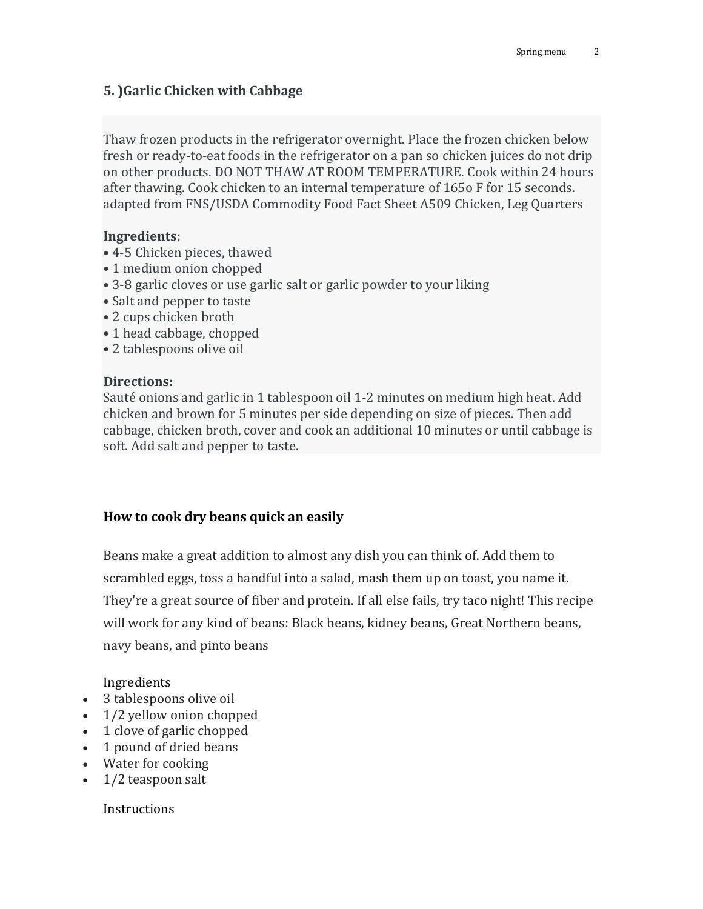### 5. )Garlic Chicken with Cabbage

Thaw frozen products in the refrigerator overnight. Place the frozen chicken below fresh or ready-to-eat foods in the refrigerator on a pan so chicken juices do not drip on other products. DO NOT THAW AT ROOM TEMPERATURE. Cook within 24 hours after thawing. Cook chicken to an internal temperature of 165o F for 15 seconds. adapted from FNS/USDA Commodity Food Fact Sheet A509 Chicken, Leg Quarters

**Ingredients:**
- 4-5 Chicken pieces, thawed
- 1 medium onion chopped
- 3-8 garlic cloves or use garlic salt or garlic powder to your liking
- Salt and pepper to taste
- 2 cups chicken broth
- 1 head cabbage, chopped
- 2 tablespoons olive oil

**Directions:**
Sauté onions and garlic in 1 tablespoon oil 1-2 minutes on medium high heat. Add chicken and brown for 5 minutes per side depending on size of pieces. Then add cabbage, chicken broth, cover and cook an additional 10 minutes or until cabbage is soft. Add salt and pepper to taste.

**How to cook dry beans quick an easily**

Beans make a great addition to almost any dish you can think of. Add them to scrambled eggs, toss a handful into a salad, mash them up on toast, you name it. They're a great source of fiber and protein. If all else fails, try taco night! This recipe will work for any kind of beans: Black beans, kidney beans, Great Northern beans, navy beans, and pinto beans

Ingredients
- 3 tablespoons olive oil
- 1/2 yellow onion chopped
- 1 clove of garlic chopped
- 1 pound of dried beans
- Water for cooking
- 1/2 teaspoon salt

Instructions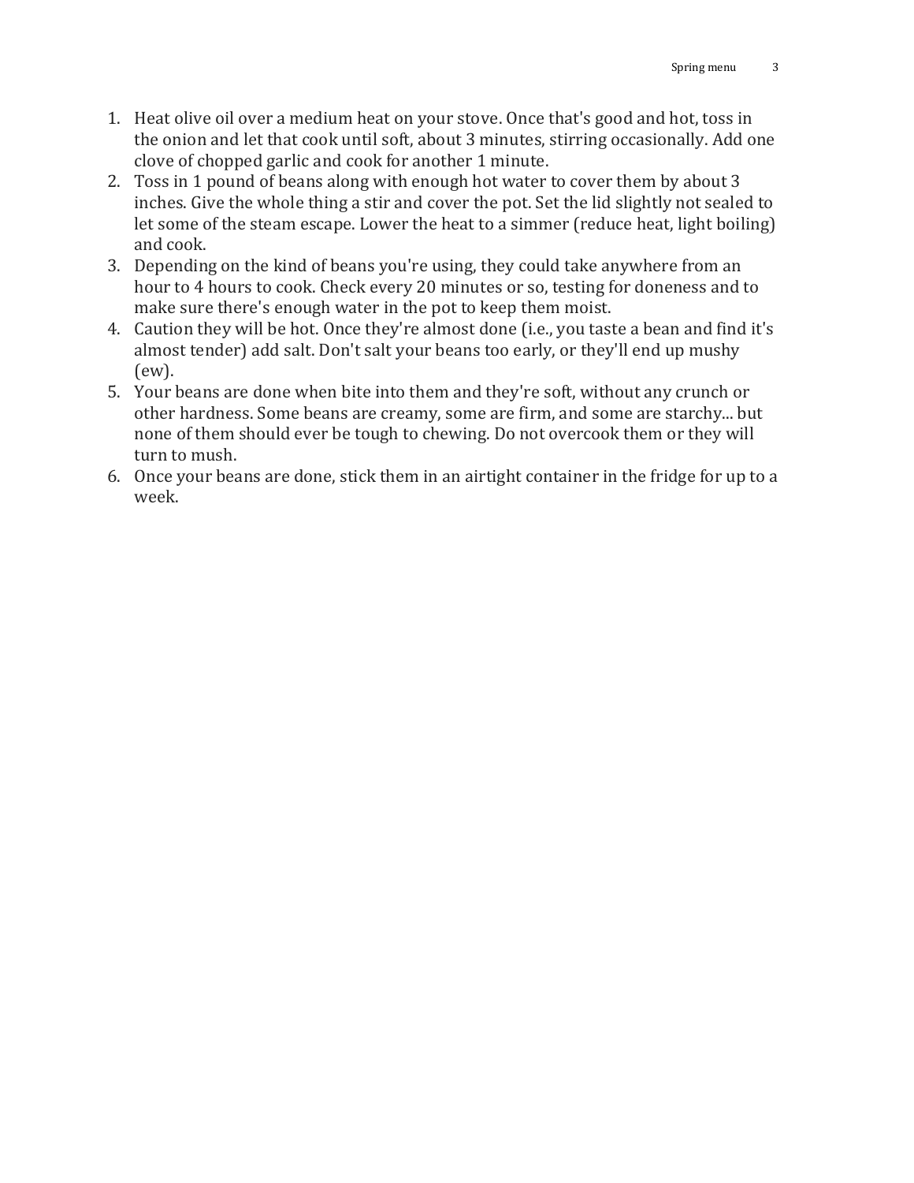1. Heat olive oil over a medium heat on your stove. Once that's good and hot, toss in the onion and let that cook until soft, about 3 minutes, stirring occasionally. Add one clove of chopped garlic and cook for another 1 minute.
2. Toss in 1 pound of beans along with enough hot water to cover them by about 3 inches. Give the whole thing a stir and cover the pot. Set the lid slightly not sealed to let some of the steam escape. Lower the heat to a simmer (reduce heat, light boiling) and cook.
3. Depending on the kind of beans you're using, they could take anywhere from an hour to 4 hours to cook. Check every 20 minutes or so, testing for doneness and to make sure there's enough water in the pot to keep them moist.
4. Caution they will be hot. Once they're almost done (i.e., you taste a bean and find it's almost tender) add salt. Don't salt your beans too early, or they'll end up mushy (ew).
5. Your beans are done when bite into them and they're soft, without any crunch or other hardness. Some beans are creamy, some are firm, and some are starchy... but none of them should ever be tough to chewing. Do not overcook them or they will turn to mush.
6. Once your beans are done, stick them in an airtight container in the fridge for up to a week.